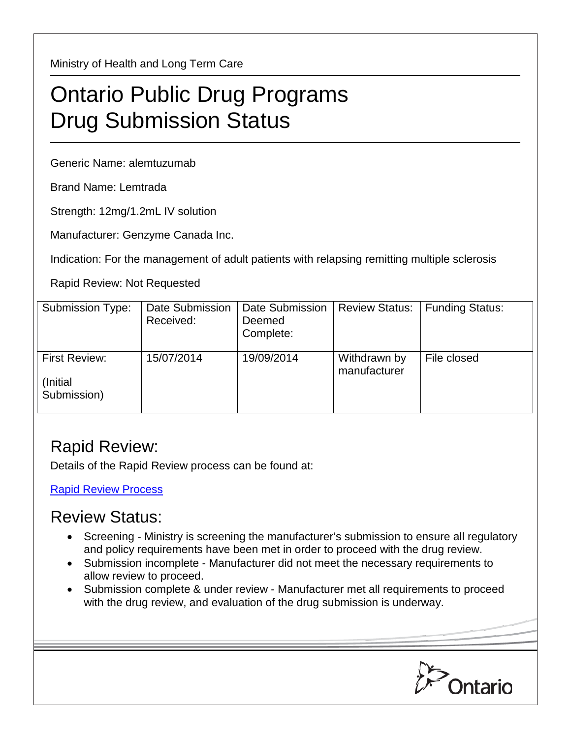Ministry of Health and Long Term Care

# Ontario Public Drug Programs
# Drug Submission Status

Generic Name: alemtuzumab

Brand Name: Lemtrada

Strength: 12mg/1.2mL IV solution

Manufacturer: Genzyme Canada Inc.

Indication: For the management of adult patients with relapsing remitting multiple sclerosis

Rapid Review: Not Requested

| Submission Type: | Date Submission Received: | Date Submission Deemed Complete: | Review Status: | Funding Status: |
| --- | --- | --- | --- | --- |
| First Review: (Initial Submission) | 15/07/2014 | 19/09/2014 | Withdrawn by manufacturer | File closed |

## Rapid Review:

Details of the Rapid Review process can be found at:

[Rapid Review Process]

## Review Status:

- Screening - Ministry is screening the manufacturer's submission to ensure all regulatory and policy requirements have been met in order to proceed with the drug review.
- Submission incomplete - Manufacturer did not meet the necessary requirements to allow review to proceed.
- Submission complete & under review - Manufacturer met all requirements to proceed with the drug review, and evaluation of the drug submission is underway.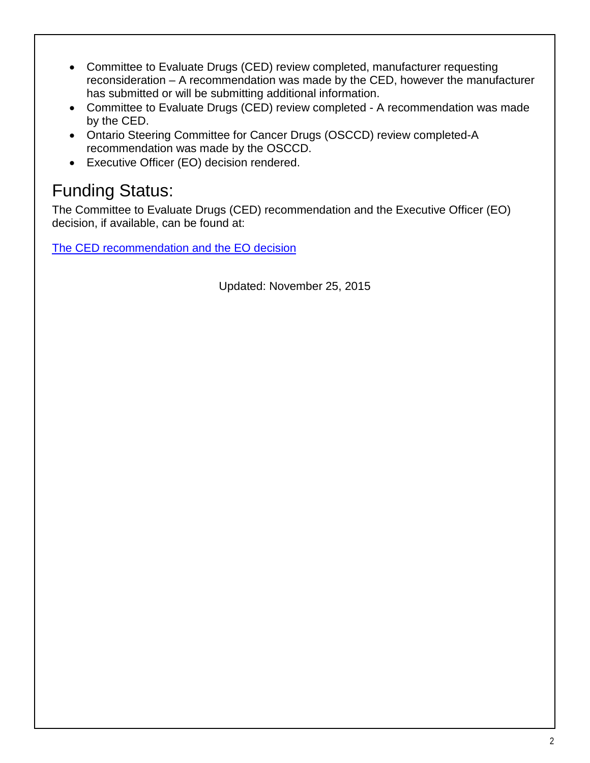- Committee to Evaluate Drugs (CED) review completed, manufacturer requesting reconsideration – A recommendation was made by the CED, however the manufacturer has submitted or will be submitting additional information.
- Committee to Evaluate Drugs (CED) review completed - A recommendation was made by the CED.
- Ontario Steering Committee for Cancer Drugs (OSCCD) review completed-A recommendation was made by the OSCCD.
- Executive Officer (EO) decision rendered.

# Funding Status:

The Committee to Evaluate Drugs (CED) recommendation and the Executive Officer (EO) decision, if available, can be found at:

The CED recommendation and the EO decision

Updated: November 25, 2015